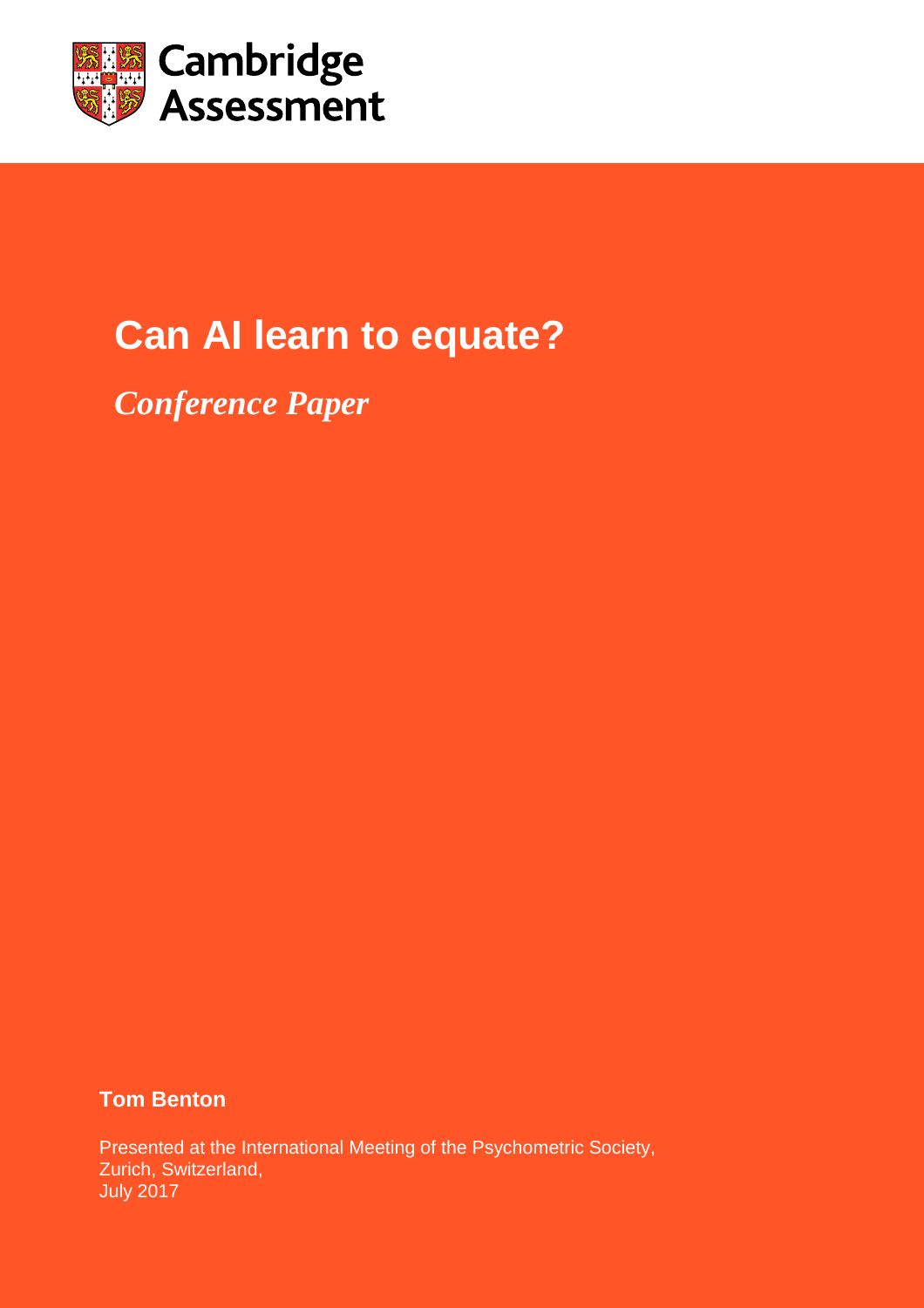Cambridge Assessment

# Can AI learn to equate?

*Conference Paper*

**Tom Benton**

Presented at the International Meeting of the Psychometric Society,
Zurich, Switzerland,
July 2017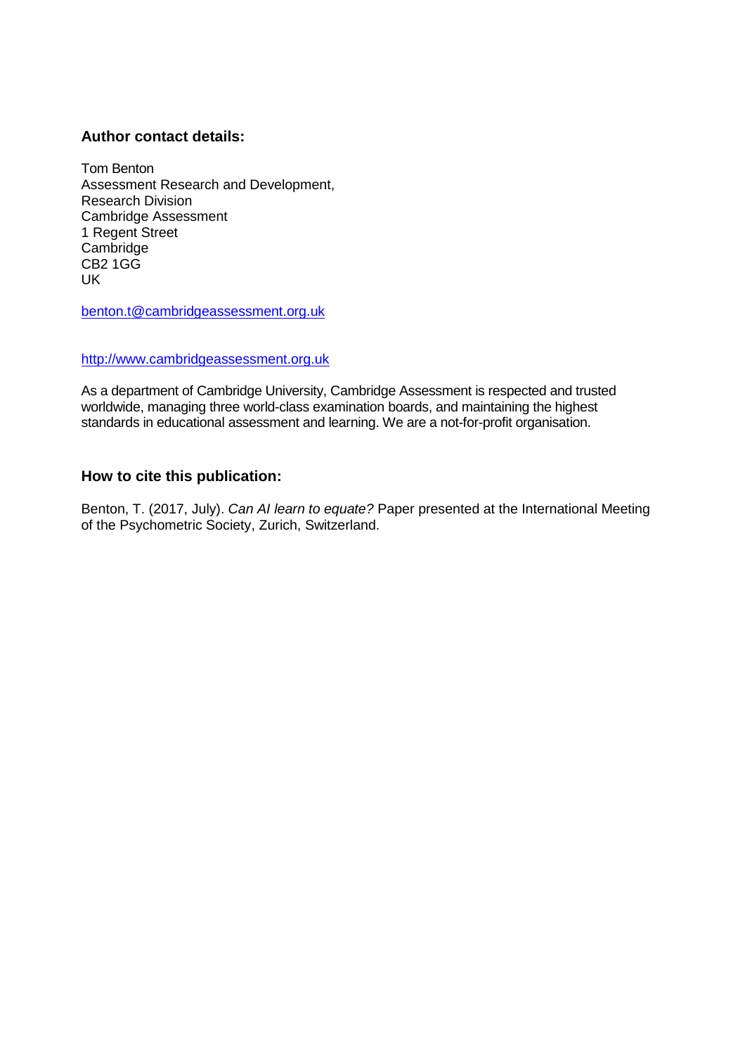## Author contact details:

Tom Benton
Assessment Research and Development,
Research Division
Cambridge Assessment
1 Regent Street
Cambridge
CB2 1GG
UK

benton.t@cambridgeassessment.org.uk

http://www.cambridgeassessment.org.uk

As a department of Cambridge University, Cambridge Assessment is respected and trusted worldwide, managing three world-class examination boards, and maintaining the highest standards in educational assessment and learning. We are a not-for-profit organisation.

## How to cite this publication:

Benton, T. (2017, July). *Can AI learn to equate?* Paper presented at the International Meeting of the Psychometric Society, Zurich, Switzerland.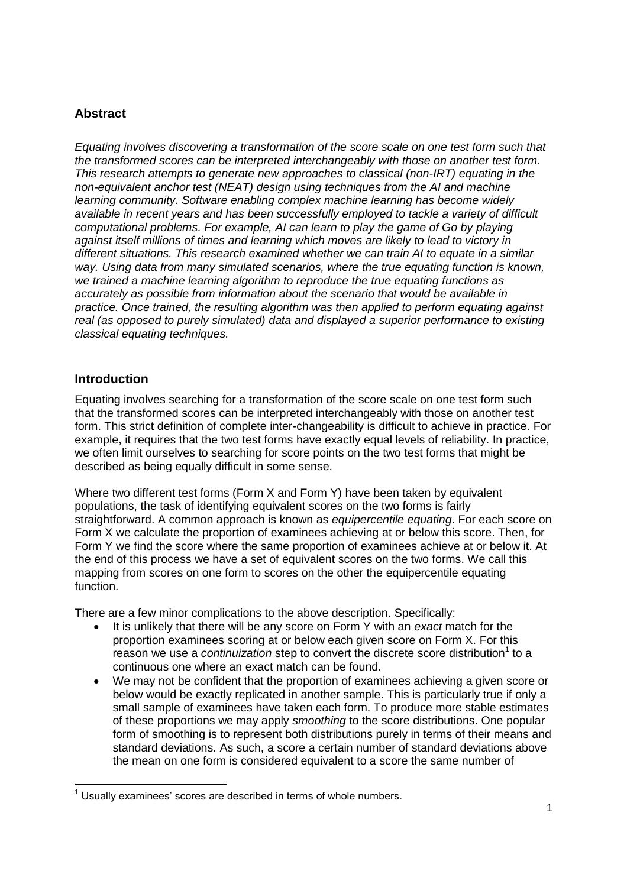## Abstract

*Equating involves discovering a transformation of the score scale on one test form such that the transformed scores can be interpreted interchangeably with those on another test form. This research attempts to generate new approaches to classical (non-IRT) equating in the non-equivalent anchor test (NEAT) design using techniques from the AI and machine learning community. Software enabling complex machine learning has become widely available in recent years and has been successfully employed to tackle a variety of difficult computational problems. For example, AI can learn to play the game of Go by playing against itself millions of times and learning which moves are likely to lead to victory in different situations. This research examined whether we can train AI to equate in a similar way. Using data from many simulated scenarios, where the true equating function is known, we trained a machine learning algorithm to reproduce the true equating functions as accurately as possible from information about the scenario that would be available in practice. Once trained, the resulting algorithm was then applied to perform equating against real (as opposed to purely simulated) data and displayed a superior performance to existing classical equating techniques.*

## Introduction

Equating involves searching for a transformation of the score scale on one test form such that the transformed scores can be interpreted interchangeably with those on another test form. This strict definition of complete inter-changeability is difficult to achieve in practice. For example, it requires that the two test forms have exactly equal levels of reliability. In practice, we often limit ourselves to searching for score points on the two test forms that might be described as being equally difficult in some sense.

Where two different test forms (Form X and Form Y) have been taken by equivalent populations, the task of identifying equivalent scores on the two forms is fairly straightforward. A common approach is known as *equipercentile equating*. For each score on Form X we calculate the proportion of examinees achieving at or below this score. Then, for Form Y we find the score where the same proportion of examinees achieve at or below it. At the end of this process we have a set of equivalent scores on the two forms. We call this mapping from scores on one form to scores on the other the equipercentile equating function.

There are a few minor complications to the above description. Specifically:

- It is unlikely that there will be any score on Form Y with an *exact* match for the proportion examinees scoring at or below each given score on Form X. For this reason we use a *continuization* step to convert the discrete score distribution[1] to a continuous one where an exact match can be found.
- We may not be confident that the proportion of examinees achieving a given score or below would be exactly replicated in another sample. This is particularly true if only a small sample of examinees have taken each form. To produce more stable estimates of these proportions we may apply *smoothing* to the score distributions. One popular form of smoothing is to represent both distributions purely in terms of their means and standard deviations. As such, a score a certain number of standard deviations above the mean on one form is considered equivalent to a score the same number of

[1] Usually examinees' scores are described in terms of whole numbers.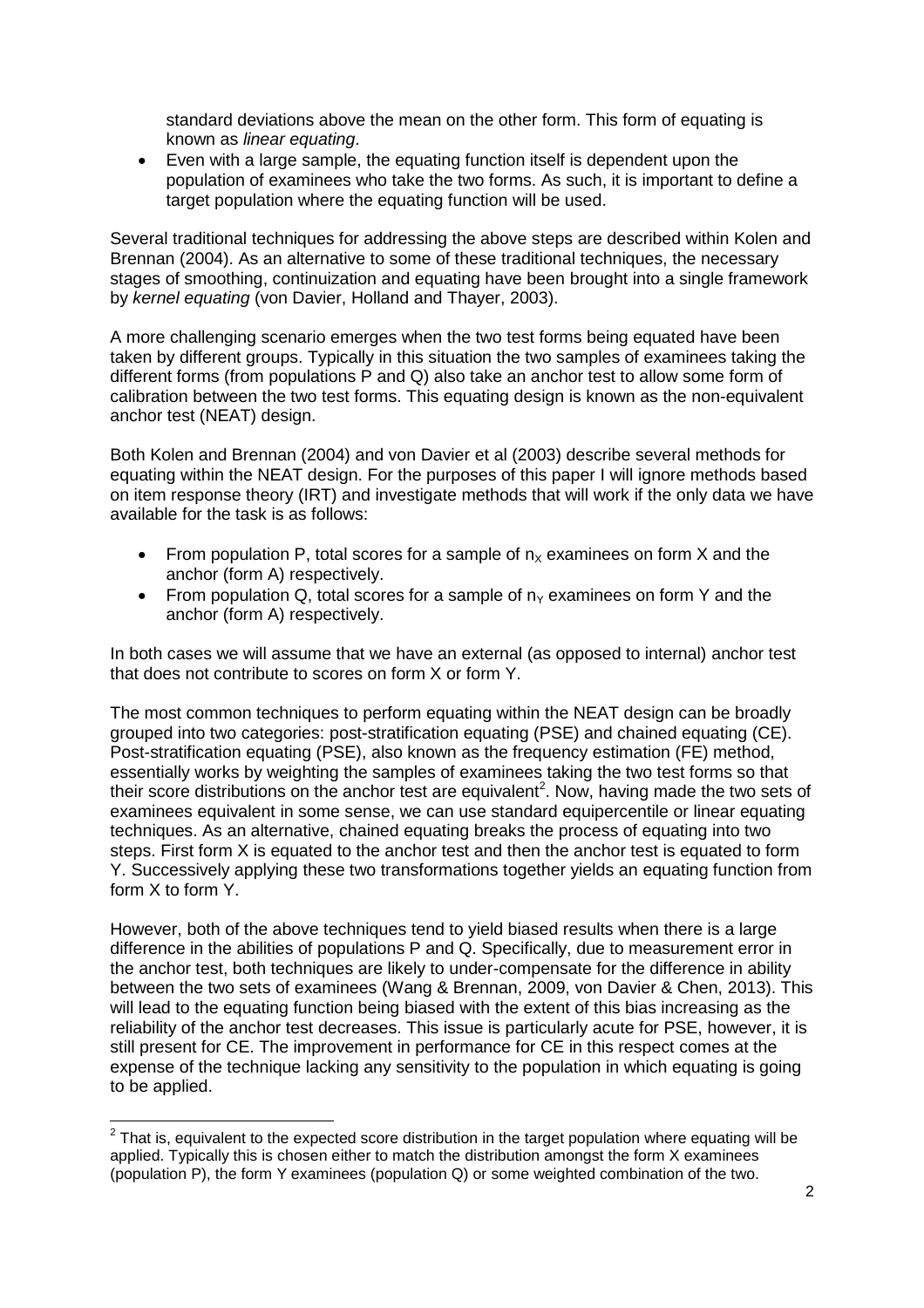standard deviations above the mean on the other form. This form of equating is known as *linear equating*.

- Even with a large sample, the equating function itself is dependent upon the population of examinees who take the two forms. As such, it is important to define a target population where the equating function will be used.

Several traditional techniques for addressing the above steps are described within Kolen and Brennan (2004). As an alternative to some of these traditional techniques, the necessary stages of smoothing, continuization and equating have been brought into a single framework by *kernel equating* (von Davier, Holland and Thayer, 2003).

A more challenging scenario emerges when the two test forms being equated have been taken by different groups. Typically in this situation the two samples of examinees taking the different forms (from populations P and Q) also take an anchor test to allow some form of calibration between the two test forms. This equating design is known as the non-equivalent anchor test (NEAT) design.

Both Kolen and Brennan (2004) and von Davier et al (2003) describe several methods for equating within the NEAT design. For the purposes of this paper I will ignore methods based on item response theory (IRT) and investigate methods that will work if the only data we have available for the task is as follows:

- From population P, total scores for a sample of $n_X$ examinees on form X and the anchor (form A) respectively.
- From population Q, total scores for a sample of $n_Y$ examinees on form Y and the anchor (form A) respectively.

In both cases we will assume that we have an external (as opposed to internal) anchor test that does not contribute to scores on form X or form Y.

The most common techniques to perform equating within the NEAT design can be broadly grouped into two categories: post-stratification equating (PSE) and chained equating (CE). Post-stratification equating (PSE), also known as the frequency estimation (FE) method, essentially works by weighting the samples of examinees taking the two test forms so that their score distributions on the anchor test are equivalent[2]. Now, having made the two sets of examinees equivalent in some sense, we can use standard equipercentile or linear equating techniques. As an alternative, chained equating breaks the process of equating into two steps. First form X is equated to the anchor test and then the anchor test is equated to form Y. Successively applying these two transformations together yields an equating function from form X to form Y.

However, both of the above techniques tend to yield biased results when there is a large difference in the abilities of populations P and Q. Specifically, due to measurement error in the anchor test, both techniques are likely to under-compensate for the difference in ability between the two sets of examinees (Wang & Brennan, 2009, von Davier & Chen, 2013). This will lead to the equating function being biased with the extent of this bias increasing as the reliability of the anchor test decreases. This issue is particularly acute for PSE, however, it is still present for CE. The improvement in performance for CE in this respect comes at the expense of the technique lacking any sensitivity to the population in which equating is going to be applied.

[2] That is, equivalent to the expected score distribution in the target population where equating will be applied. Typically this is chosen either to match the distribution amongst the form X examinees (population P), the form Y examinees (population Q) or some weighted combination of the two.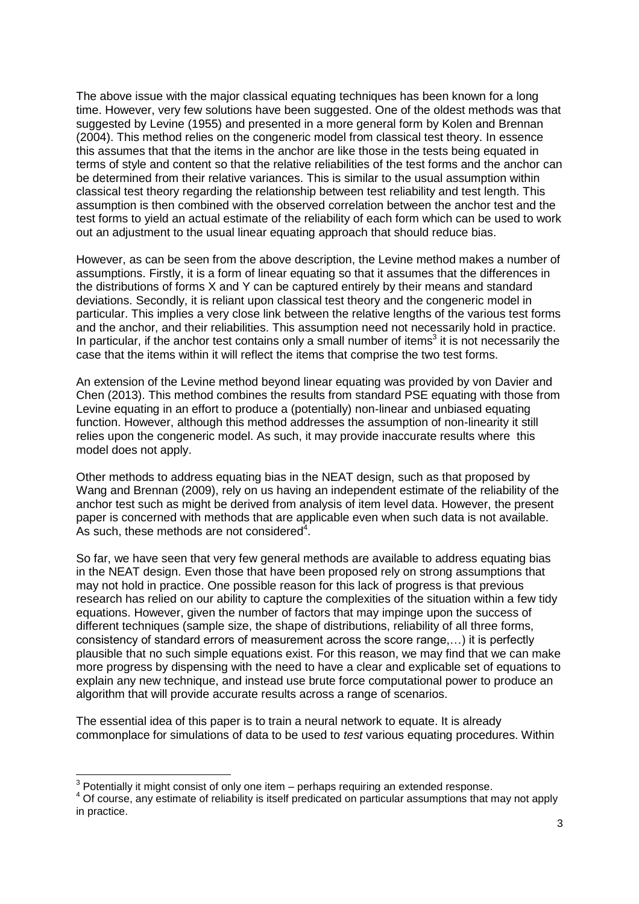The above issue with the major classical equating techniques has been known for a long time. However, very few solutions have been suggested. One of the oldest methods was that suggested by Levine (1955) and presented in a more general form by Kolen and Brennan (2004). This method relies on the congeneric model from classical test theory. In essence this assumes that that the items in the anchor are like those in the tests being equated in terms of style and content so that the relative reliabilities of the test forms and the anchor can be determined from their relative variances. This is similar to the usual assumption within classical test theory regarding the relationship between test reliability and test length. This assumption is then combined with the observed correlation between the anchor test and the test forms to yield an actual estimate of the reliability of each form which can be used to work out an adjustment to the usual linear equating approach that should reduce bias.

However, as can be seen from the above description, the Levine method makes a number of assumptions. Firstly, it is a form of linear equating so that it assumes that the differences in the distributions of forms X and Y can be captured entirely by their means and standard deviations. Secondly, it is reliant upon classical test theory and the congeneric model in particular. This implies a very close link between the relative lengths of the various test forms and the anchor, and their reliabilities. This assumption need not necessarily hold in practice. In particular, if the anchor test contains only a small number of items[3] it is not necessarily the case that the items within it will reflect the items that comprise the two test forms.

An extension of the Levine method beyond linear equating was provided by von Davier and Chen (2013). This method combines the results from standard PSE equating with those from Levine equating in an effort to produce a (potentially) non-linear and unbiased equating function. However, although this method addresses the assumption of non-linearity it still relies upon the congeneric model. As such, it may provide inaccurate results where this model does not apply.

Other methods to address equating bias in the NEAT design, such as that proposed by Wang and Brennan (2009), rely on us having an independent estimate of the reliability of the anchor test such as might be derived from analysis of item level data. However, the present paper is concerned with methods that are applicable even when such data is not available. As such, these methods are not considered[4].

So far, we have seen that very few general methods are available to address equating bias in the NEAT design. Even those that have been proposed rely on strong assumptions that may not hold in practice. One possible reason for this lack of progress is that previous research has relied on our ability to capture the complexities of the situation within a few tidy equations. However, given the number of factors that may impinge upon the success of different techniques (sample size, the shape of distributions, reliability of all three forms, consistency of standard errors of measurement across the score range,…) it is perfectly plausible that no such simple equations exist. For this reason, we may find that we can make more progress by dispensing with the need to have a clear and explicable set of equations to explain any new technique, and instead use brute force computational power to produce an algorithm that will provide accurate results across a range of scenarios.

The essential idea of this paper is to train a neural network to equate. It is already commonplace for simulations of data to be used to *test* various equating procedures. Within

---

[3] Potentially it might consist of only one item – perhaps requiring an extended response.

[4] Of course, any estimate of reliability is itself predicated on particular assumptions that may not apply in practice.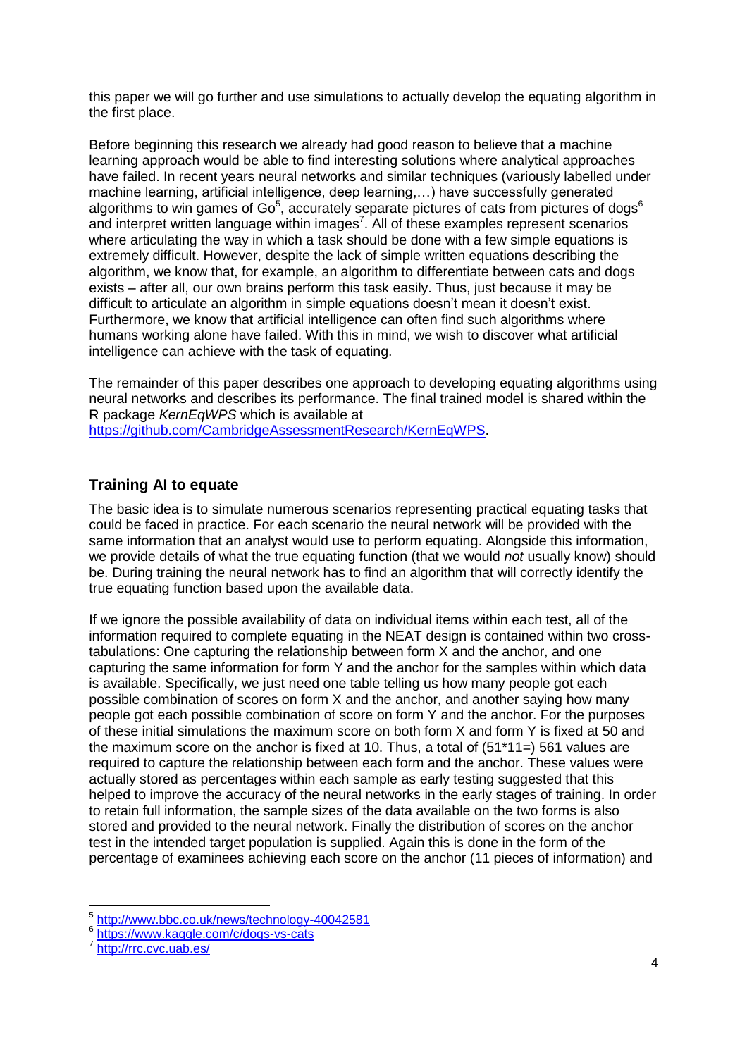this paper we will go further and use simulations to actually develop the equating algorithm in the first place.

Before beginning this research we already had good reason to believe that a machine learning approach would be able to find interesting solutions where analytical approaches have failed. In recent years neural networks and similar techniques (variously labelled under machine learning, artificial intelligence, deep learning,…) have successfully generated algorithms to win games of Go[5], accurately separate pictures of cats from pictures of dogs[6] and interpret written language within images[7]. All of these examples represent scenarios where articulating the way in which a task should be done with a few simple equations is extremely difficult. However, despite the lack of simple written equations describing the algorithm, we know that, for example, an algorithm to differentiate between cats and dogs exists – after all, our own brains perform this task easily. Thus, just because it may be difficult to articulate an algorithm in simple equations doesn't mean it doesn't exist. Furthermore, we know that artificial intelligence can often find such algorithms where humans working alone have failed. With this in mind, we wish to discover what artificial intelligence can achieve with the task of equating.

The remainder of this paper describes one approach to developing equating algorithms using neural networks and describes its performance. The final trained model is shared within the R package *KernEqWPS* which is available at https://github.com/CambridgeAssessmentResearch/KernEqWPS.

## Training AI to equate

The basic idea is to simulate numerous scenarios representing practical equating tasks that could be faced in practice. For each scenario the neural network will be provided with the same information that an analyst would use to perform equating. Alongside this information, we provide details of what the true equating function (that we would *not* usually know) should be. During training the neural network has to find an algorithm that will correctly identify the true equating function based upon the available data.

If we ignore the possible availability of data on individual items within each test, all of the information required to complete equating in the NEAT design is contained within two cross-tabulations: One capturing the relationship between form X and the anchor, and one capturing the same information for form Y and the anchor for the samples within which data is available. Specifically, we just need one table telling us how many people got each possible combination of scores on form X and the anchor, and another saying how many people got each possible combination of score on form Y and the anchor. For the purposes of these initial simulations the maximum score on both form X and form Y is fixed at 50 and the maximum score on the anchor is fixed at 10. Thus, a total of (51*11=) 561 values are required to capture the relationship between each form and the anchor. These values were actually stored as percentages within each sample as early testing suggested that this helped to improve the accuracy of the neural networks in the early stages of training. In order to retain full information, the sample sizes of the data available on the two forms is also stored and provided to the neural network. Finally the distribution of scores on the anchor test in the intended target population is supplied. Again this is done in the form of the percentage of examinees achieving each score on the anchor (11 pieces of information) and

[5] http://www.bbc.co.uk/news/technology-40042581

[6] https://www.kaggle.com/c/dogs-vs-cats

[7] http://rrc.cvc.uab.es/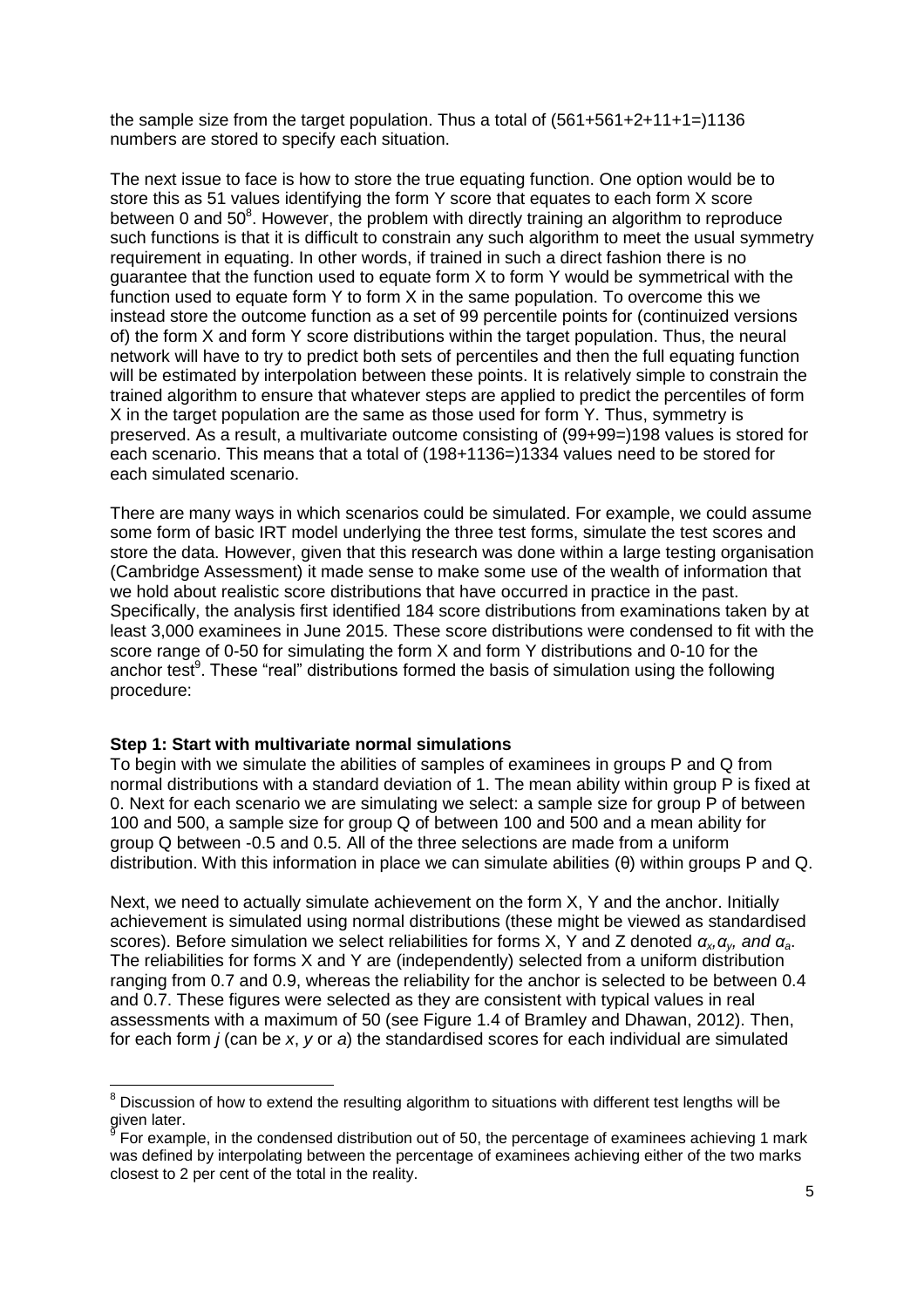the sample size from the target population. Thus a total of (561+561+2+11+1=)1136 numbers are stored to specify each situation.

The next issue to face is how to store the true equating function. One option would be to store this as 51 values identifying the form Y score that equates to each form X score between 0 and 50[8]. However, the problem with directly training an algorithm to reproduce such functions is that it is difficult to constrain any such algorithm to meet the usual symmetry requirement in equating. In other words, if trained in such a direct fashion there is no guarantee that the function used to equate form X to form Y would be symmetrical with the function used to equate form Y to form X in the same population. To overcome this we instead store the outcome function as a set of 99 percentile points for (continuized versions of) the form X and form Y score distributions within the target population. Thus, the neural network will have to try to predict both sets of percentiles and then the full equating function will be estimated by interpolation between these points. It is relatively simple to constrain the trained algorithm to ensure that whatever steps are applied to predict the percentiles of form X in the target population are the same as those used for form Y. Thus, symmetry is preserved. As a result, a multivariate outcome consisting of (99+99=)198 values is stored for each scenario. This means that a total of (198+1136=)1334 values need to be stored for each simulated scenario.

There are many ways in which scenarios could be simulated. For example, we could assume some form of basic IRT model underlying the three test forms, simulate the test scores and store the data. However, given that this research was done within a large testing organisation (Cambridge Assessment) it made sense to make some use of the wealth of information that we hold about realistic score distributions that have occurred in practice in the past. Specifically, the analysis first identified 184 score distributions from examinations taken by at least 3,000 examinees in June 2015. These score distributions were condensed to fit with the score range of 0-50 for simulating the form X and form Y distributions and 0-10 for the anchor test[9]. These "real" distributions formed the basis of simulation using the following procedure:

**Step 1: Start with multivariate normal simulations**

To begin with we simulate the abilities of samples of examinees in groups P and Q from normal distributions with a standard deviation of 1. The mean ability within group P is fixed at 0. Next for each scenario we are simulating we select: a sample size for group P of between 100 and 500, a sample size for group Q of between 100 and 500 and a mean ability for group Q between -0.5 and 0.5. All of the three selections are made from a uniform distribution. With this information in place we can simulate abilities (θ) within groups P and Q.

Next, we need to actually simulate achievement on the form X, Y and the anchor. Initially achievement is simulated using normal distributions (these might be viewed as standardised scores). Before simulation we select reliabilities for forms X, Y and Z denoted $\alpha_x, \alpha_y,$ *and* $\alpha_a$. The reliabilities for forms X and Y are (independently) selected from a uniform distribution ranging from 0.7 and 0.9, whereas the reliability for the anchor is selected to be between 0.4 and 0.7. These figures were selected as they are consistent with typical values in real assessments with a maximum of 50 (see Figure 1.4 of Bramley and Dhawan, 2012). Then, for each form *j* (can be *x*, *y* or *a*) the standardised scores for each individual are simulated

---

[8] Discussion of how to extend the resulting algorithm to situations with different test lengths will be given later.

[9] For example, in the condensed distribution out of 50, the percentage of examinees achieving 1 mark was defined by interpolating between the percentage of examinees achieving either of the two marks closest to 2 per cent of the total in the reality.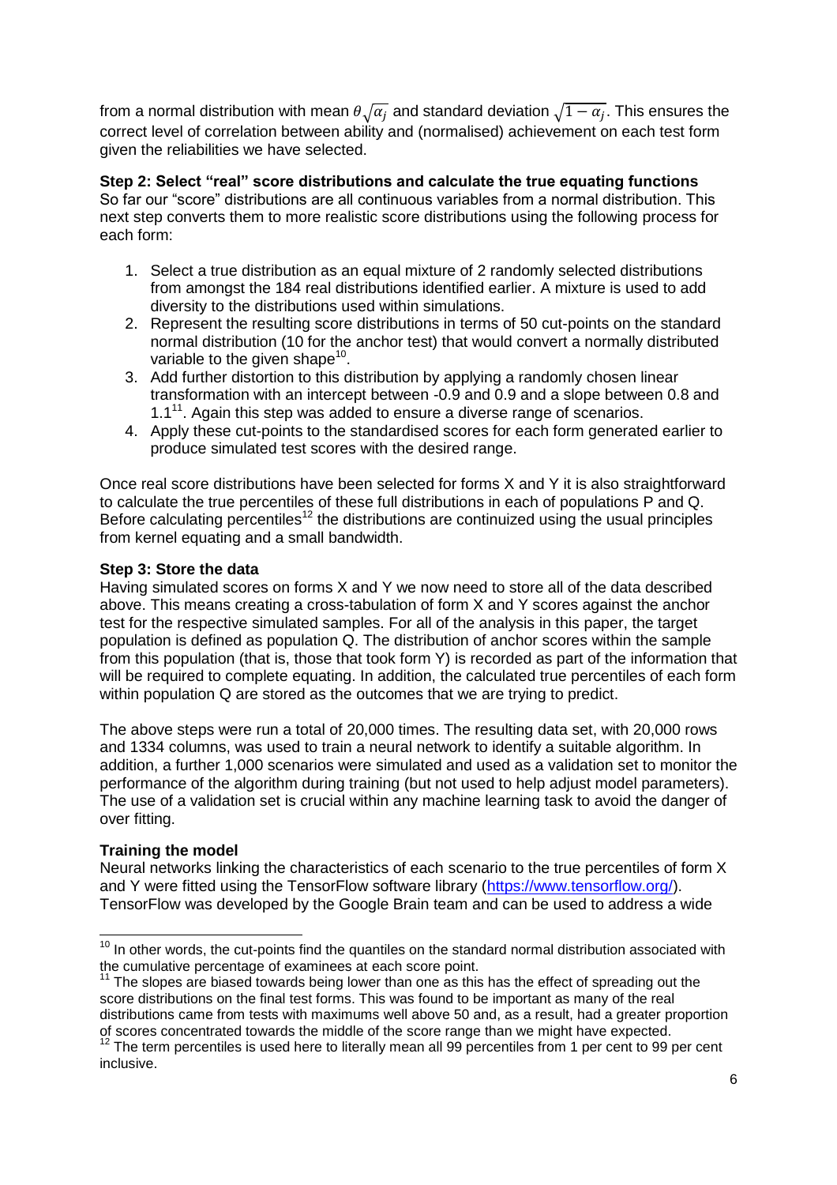from a normal distribution with mean $\theta\sqrt{\alpha_j}$ and standard deviation $\sqrt{1-\alpha_j}$. This ensures the correct level of correlation between ability and (normalised) achievement on each test form given the reliabilities we have selected.

**Step 2: Select "real" score distributions and calculate the true equating functions**
So far our "score" distributions are all continuous variables from a normal distribution. This next step converts them to more realistic score distributions using the following process for each form:

1. Select a true distribution as an equal mixture of 2 randomly selected distributions from amongst the 184 real distributions identified earlier. A mixture is used to add diversity to the distributions used within simulations.
2. Represent the resulting score distributions in terms of 50 cut-points on the standard normal distribution (10 for the anchor test) that would convert a normally distributed variable to the given shape[10].
3. Add further distortion to this distribution by applying a randomly chosen linear transformation with an intercept between -0.9 and 0.9 and a slope between 0.8 and 1.1[11]. Again this step was added to ensure a diverse range of scenarios.
4. Apply these cut-points to the standardised scores for each form generated earlier to produce simulated test scores with the desired range.

Once real score distributions have been selected for forms X and Y it is also straightforward to calculate the true percentiles of these full distributions in each of populations P and Q. Before calculating percentiles[12] the distributions are continuized using the usual principles from kernel equating and a small bandwidth.

**Step 3: Store the data**
Having simulated scores on forms X and Y we now need to store all of the data described above. This means creating a cross-tabulation of form X and Y scores against the anchor test for the respective simulated samples. For all of the analysis in this paper, the target population is defined as population Q. The distribution of anchor scores within the sample from this population (that is, those that took form Y) is recorded as part of the information that will be required to complete equating. In addition, the calculated true percentiles of each form within population Q are stored as the outcomes that we are trying to predict.

The above steps were run a total of 20,000 times. The resulting data set, with 20,000 rows and 1334 columns, was used to train a neural network to identify a suitable algorithm. In addition, a further 1,000 scenarios were simulated and used as a validation set to monitor the performance of the algorithm during training (but not used to help adjust model parameters). The use of a validation set is crucial within any machine learning task to avoid the danger of over fitting.

**Training the model**
Neural networks linking the characteristics of each scenario to the true percentiles of form X and Y were fitted using the TensorFlow software library (https://www.tensorflow.org/). TensorFlow was developed by the Google Brain team and can be used to address a wide

[10] In other words, the cut-points find the quantiles on the standard normal distribution associated with the cumulative percentage of examinees at each score point.

[11] The slopes are biased towards being lower than one as this has the effect of spreading out the score distributions on the final test forms. This was found to be important as many of the real distributions came from tests with maximums well above 50 and, as a result, had a greater proportion of scores concentrated towards the middle of the score range than we might have expected.

[12] The term percentiles is used here to literally mean all 99 percentiles from 1 per cent to 99 per cent inclusive.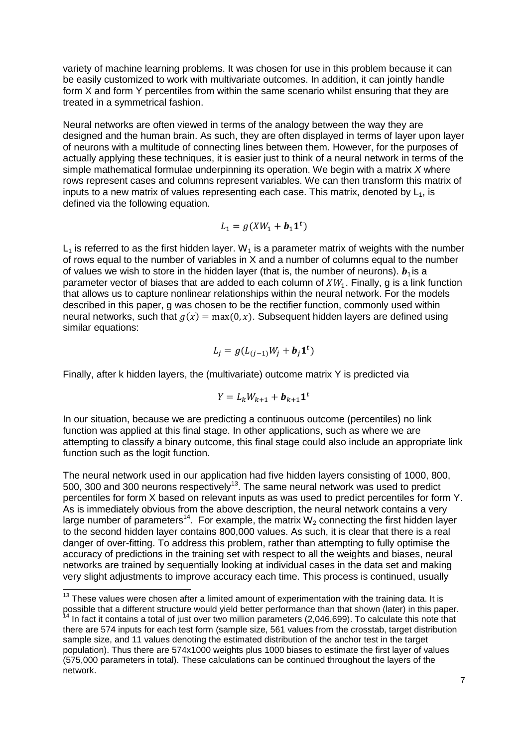variety of machine learning problems. It was chosen for use in this problem because it can be easily customized to work with multivariate outcomes. In addition, it can jointly handle form X and form Y percentiles from within the same scenario whilst ensuring that they are treated in a symmetrical fashion.

Neural networks are often viewed in terms of the analogy between the way they are designed and the human brain. As such, they are often displayed in terms of layer upon layer of neurons with a multitude of connecting lines between them. However, for the purposes of actually applying these techniques, it is easier just to think of a neural network in terms of the simple mathematical formulae underpinning its operation. We begin with a matrix $X$ where rows represent cases and columns represent variables. We can then transform this matrix of inputs to a new matrix of values representing each case. This matrix, denoted by $L_1$, is defined via the following equation.

$$L_1 = g(XW_1 + \boldsymbol{b}_1\mathbf{1}^t)$$

$L_1$ is referred to as the first hidden layer. $W_1$ is a parameter matrix of weights with the number of rows equal to the number of variables in X and a number of columns equal to the number of values we wish to store in the hidden layer (that is, the number of neurons). $\boldsymbol{b}_1$ is a parameter vector of biases that are added to each column of $XW_1$. Finally, g is a link function that allows us to capture nonlinear relationships within the neural network. For the models described in this paper, g was chosen to be the rectifier function, commonly used within neural networks, such that $g(x) = \max(0, x)$. Subsequent hidden layers are defined using similar equations:

$$L_j = g(L_{(j-1)}W_j + \boldsymbol{b}_j\mathbf{1}^t)$$

Finally, after k hidden layers, the (multivariate) outcome matrix Y is predicted via

$$Y = L_k W_{k+1} + \boldsymbol{b}_{k+1}\mathbf{1}^t$$

In our situation, because we are predicting a continuous outcome (percentiles) no link function was applied at this final stage. In other applications, such as where we are attempting to classify a binary outcome, this final stage could also include an appropriate link function such as the logit function.

The neural network used in our application had five hidden layers consisting of 1000, 800, 500, 300 and 300 neurons respectively[13]. The same neural network was used to predict percentiles for form X based on relevant inputs as was used to predict percentiles for form Y. As is immediately obvious from the above description, the neural network contains a very large number of parameters[14]. For example, the matrix $W_2$ connecting the first hidden layer to the second hidden layer contains 800,000 values. As such, it is clear that there is a real danger of over-fitting. To address this problem, rather than attempting to fully optimise the accuracy of predictions in the training set with respect to all the weights and biases, neural networks are trained by sequentially looking at individual cases in the data set and making very slight adjustments to improve accuracy each time. This process is continued, usually

[13] These values were chosen after a limited amount of experimentation with the training data. It is possible that a different structure would yield better performance than that shown (later) in this paper.

[14] In fact it contains a total of just over two million parameters (2,046,699). To calculate this note that there are 574 inputs for each test form (sample size, 561 values from the crosstab, target distribution sample size, and 11 values denoting the estimated distribution of the anchor test in the target population). Thus there are 574x1000 weights plus 1000 biases to estimate the first layer of values (575,000 parameters in total). These calculations can be continued throughout the layers of the network.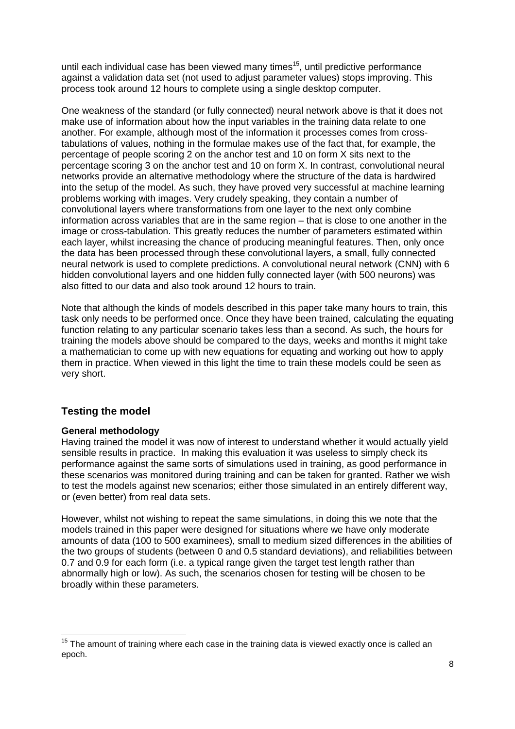until each individual case has been viewed many times[15], until predictive performance against a validation data set (not used to adjust parameter values) stops improving. This process took around 12 hours to complete using a single desktop computer.

One weakness of the standard (or fully connected) neural network above is that it does not make use of information about how the input variables in the training data relate to one another. For example, although most of the information it processes comes from cross-tabulations of values, nothing in the formulae makes use of the fact that, for example, the percentage of people scoring 2 on the anchor test and 10 on form X sits next to the percentage scoring 3 on the anchor test and 10 on form X. In contrast, convolutional neural networks provide an alternative methodology where the structure of the data is hardwired into the setup of the model. As such, they have proved very successful at machine learning problems working with images. Very crudely speaking, they contain a number of convolutional layers where transformations from one layer to the next only combine information across variables that are in the same region – that is close to one another in the image or cross-tabulation. This greatly reduces the number of parameters estimated within each layer, whilst increasing the chance of producing meaningful features. Then, only once the data has been processed through these convolutional layers, a small, fully connected neural network is used to complete predictions. A convolutional neural network (CNN) with 6 hidden convolutional layers and one hidden fully connected layer (with 500 neurons) was also fitted to our data and also took around 12 hours to train.

Note that although the kinds of models described in this paper take many hours to train, this task only needs to be performed once. Once they have been trained, calculating the equating function relating to any particular scenario takes less than a second. As such, the hours for training the models above should be compared to the days, weeks and months it might take a mathematician to come up with new equations for equating and working out how to apply them in practice. When viewed in this light the time to train these models could be seen as very short.

## Testing the model

### General methodology

Having trained the model it was now of interest to understand whether it would actually yield sensible results in practice. In making this evaluation it was useless to simply check its performance against the same sorts of simulations used in training, as good performance in these scenarios was monitored during training and can be taken for granted. Rather we wish to test the models against new scenarios; either those simulated in an entirely different way, or (even better) from real data sets.

However, whilst not wishing to repeat the same simulations, in doing this we note that the models trained in this paper were designed for situations where we have only moderate amounts of data (100 to 500 examinees), small to medium sized differences in the abilities of the two groups of students (between 0 and 0.5 standard deviations), and reliabilities between 0.7 and 0.9 for each form (i.e. a typical range given the target test length rather than abnormally high or low). As such, the scenarios chosen for testing will be chosen to be broadly within these parameters.

---

[15] The amount of training where each case in the training data is viewed exactly once is called an epoch.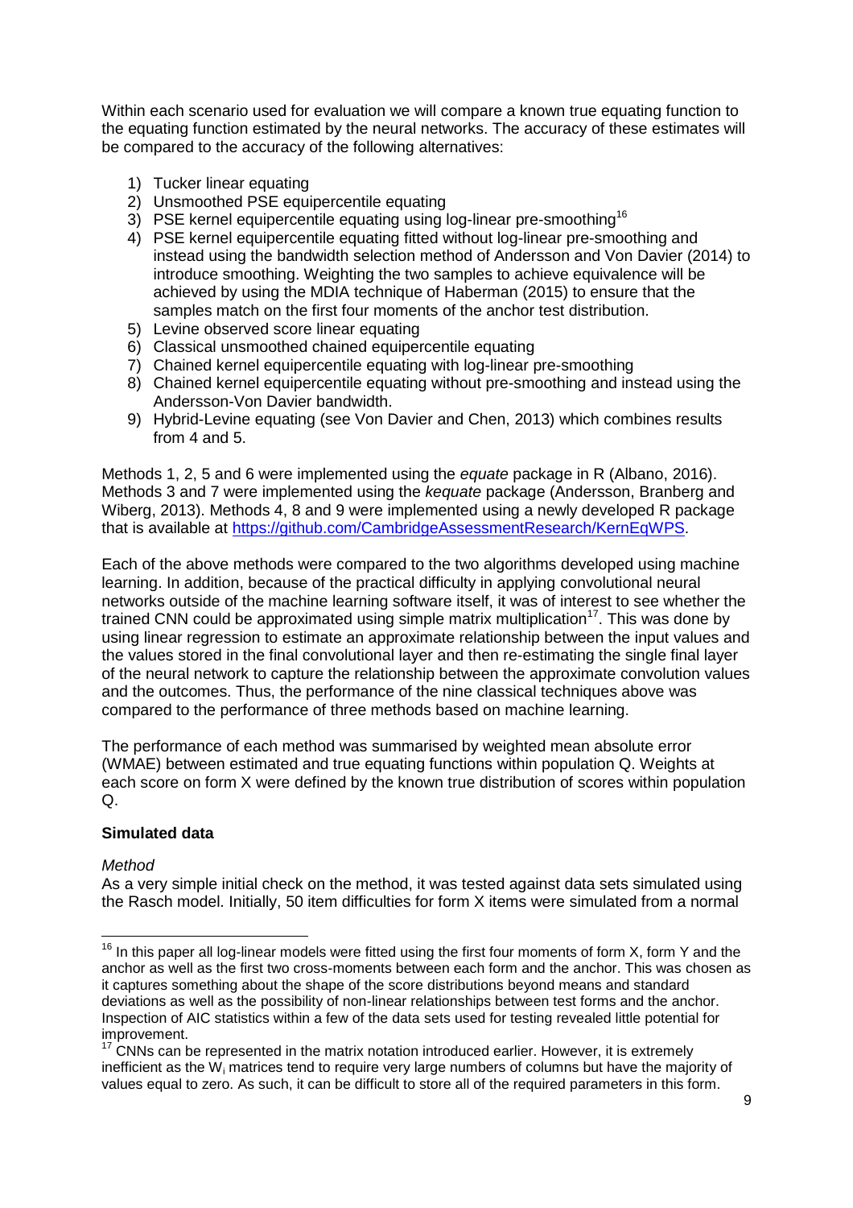Within each scenario used for evaluation we will compare a known true equating function to the equating function estimated by the neural networks. The accuracy of these estimates will be compared to the accuracy of the following alternatives:

1) Tucker linear equating
2) Unsmoothed PSE equipercentile equating
3) PSE kernel equipercentile equating using log-linear pre-smoothing[16]
4) PSE kernel equipercentile equating fitted without log-linear pre-smoothing and instead using the bandwidth selection method of Andersson and Von Davier (2014) to introduce smoothing. Weighting the two samples to achieve equivalence will be achieved by using the MDIA technique of Haberman (2015) to ensure that the samples match on the first four moments of the anchor test distribution.
5) Levine observed score linear equating
6) Classical unsmoothed chained equipercentile equating
7) Chained kernel equipercentile equating with log-linear pre-smoothing
8) Chained kernel equipercentile equating without pre-smoothing and instead using the Andersson-Von Davier bandwidth.
9) Hybrid-Levine equating (see Von Davier and Chen, 2013) which combines results from 4 and 5.

Methods 1, 2, 5 and 6 were implemented using the *equate* package in R (Albano, 2016). Methods 3 and 7 were implemented using the *kequate* package (Andersson, Branberg and Wiberg, 2013). Methods 4, 8 and 9 were implemented using a newly developed R package that is available at https://github.com/CambridgeAssessmentResearch/KernEqWPS.

Each of the above methods were compared to the two algorithms developed using machine learning. In addition, because of the practical difficulty in applying convolutional neural networks outside of the machine learning software itself, it was of interest to see whether the trained CNN could be approximated using simple matrix multiplication[17]. This was done by using linear regression to estimate an approximate relationship between the input values and the values stored in the final convolutional layer and then re-estimating the single final layer of the neural network to capture the relationship between the approximate convolution values and the outcomes. Thus, the performance of the nine classical techniques above was compared to the performance of three methods based on machine learning.

The performance of each method was summarised by weighted mean absolute error (WMAE) between estimated and true equating functions within population Q. Weights at each score on form X were defined by the known true distribution of scores within population Q.

**Simulated data**

*Method*

As a very simple initial check on the method, it was tested against data sets simulated using the Rasch model. Initially, 50 item difficulties for form X items were simulated from a normal

---

[16] In this paper all log-linear models were fitted using the first four moments of form X, form Y and the anchor as well as the first two cross-moments between each form and the anchor. This was chosen as it captures something about the shape of the score distributions beyond means and standard deviations as well as the possibility of non-linear relationships between test forms and the anchor. Inspection of AIC statistics within a few of the data sets used for testing revealed little potential for improvement.

[17] CNNs can be represented in the matrix notation introduced earlier. However, it is extremely inefficient as the $W_i$ matrices tend to require very large numbers of columns but have the majority of values equal to zero. As such, it can be difficult to store all of the required parameters in this form.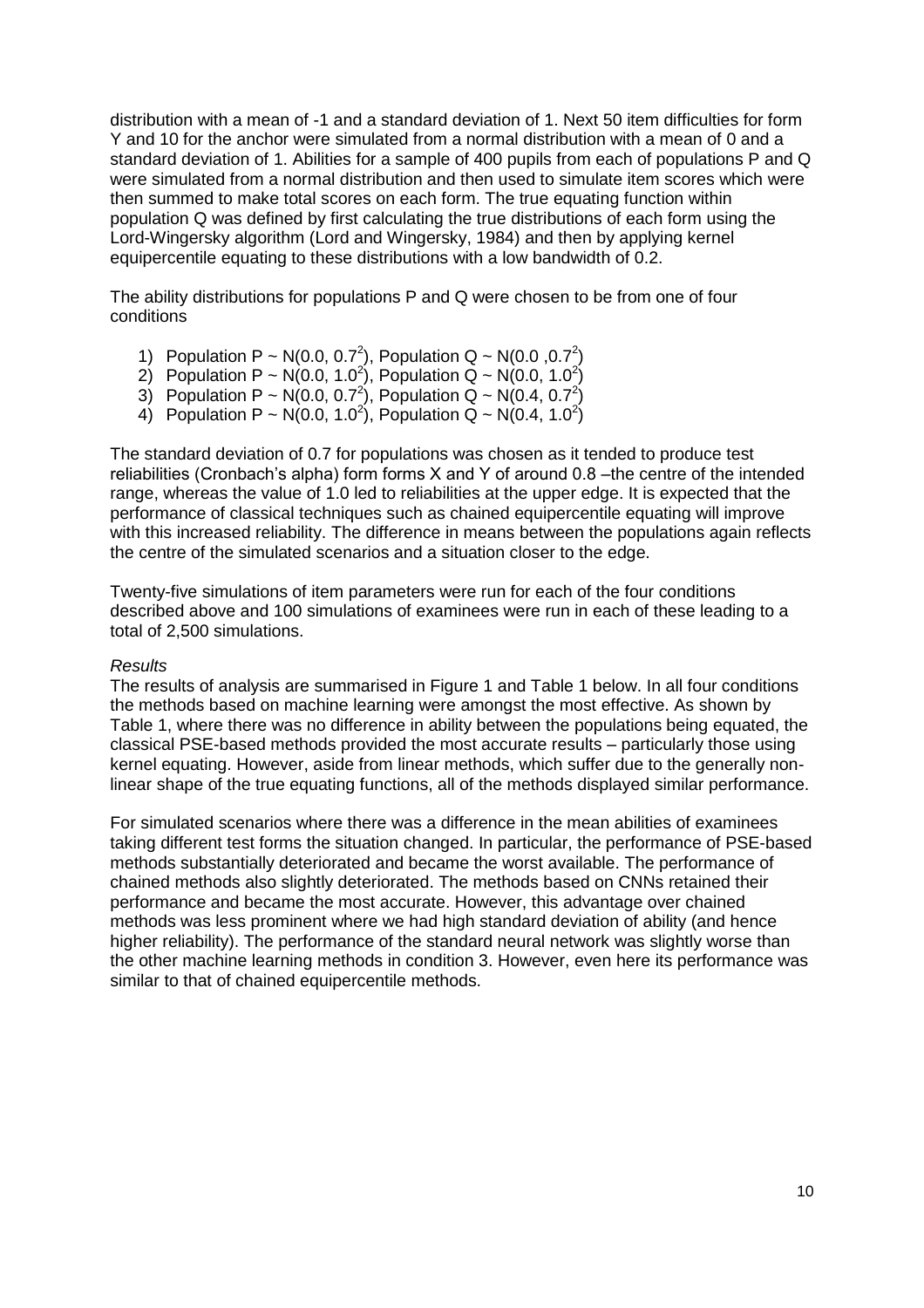distribution with a mean of -1 and a standard deviation of 1. Next 50 item difficulties for form Y and 10 for the anchor were simulated from a normal distribution with a mean of 0 and a standard deviation of 1. Abilities for a sample of 400 pupils from each of populations P and Q were simulated from a normal distribution and then used to simulate item scores which were then summed to make total scores on each form. The true equating function within population Q was defined by first calculating the true distributions of each form using the Lord-Wingersky algorithm (Lord and Wingersky, 1984) and then by applying kernel equipercentile equating to these distributions with a low bandwidth of 0.2.

The ability distributions for populations P and Q were chosen to be from one of four conditions

1) Population P ~ $N(0.0, 0.7^2)$, Population Q ~ $N(0.0, 0.7^2)$
2) Population P ~ $N(0.0, 1.0^2)$, Population Q ~ $N(0.0, 1.0^2)$
3) Population P ~ $N(0.0, 0.7^2)$, Population Q ~ $N(0.4, 0.7^2)$
4) Population P ~ $N(0.0, 1.0^2)$, Population Q ~ $N(0.4, 1.0^2)$

The standard deviation of 0.7 for populations was chosen as it tended to produce test reliabilities (Cronbach's alpha) form forms X and Y of around 0.8 –the centre of the intended range, whereas the value of 1.0 led to reliabilities at the upper edge. It is expected that the performance of classical techniques such as chained equipercentile equating will improve with this increased reliability. The difference in means between the populations again reflects the centre of the simulated scenarios and a situation closer to the edge.

Twenty-five simulations of item parameters were run for each of the four conditions described above and 100 simulations of examinees were run in each of these leading to a total of 2,500 simulations.

*Results*

The results of analysis are summarised in Figure 1 and Table 1 below. In all four conditions the methods based on machine learning were amongst the most effective. As shown by Table 1, where there was no difference in ability between the populations being equated, the classical PSE-based methods provided the most accurate results – particularly those using kernel equating. However, aside from linear methods, which suffer due to the generally non-linear shape of the true equating functions, all of the methods displayed similar performance.

For simulated scenarios where there was a difference in the mean abilities of examinees taking different test forms the situation changed. In particular, the performance of PSE-based methods substantially deteriorated and became the worst available. The performance of chained methods also slightly deteriorated. The methods based on CNNs retained their performance and became the most accurate. However, this advantage over chained methods was less prominent where we had high standard deviation of ability (and hence higher reliability). The performance of the standard neural network was slightly worse than the other machine learning methods in condition 3. However, even here its performance was similar to that of chained equipercentile methods.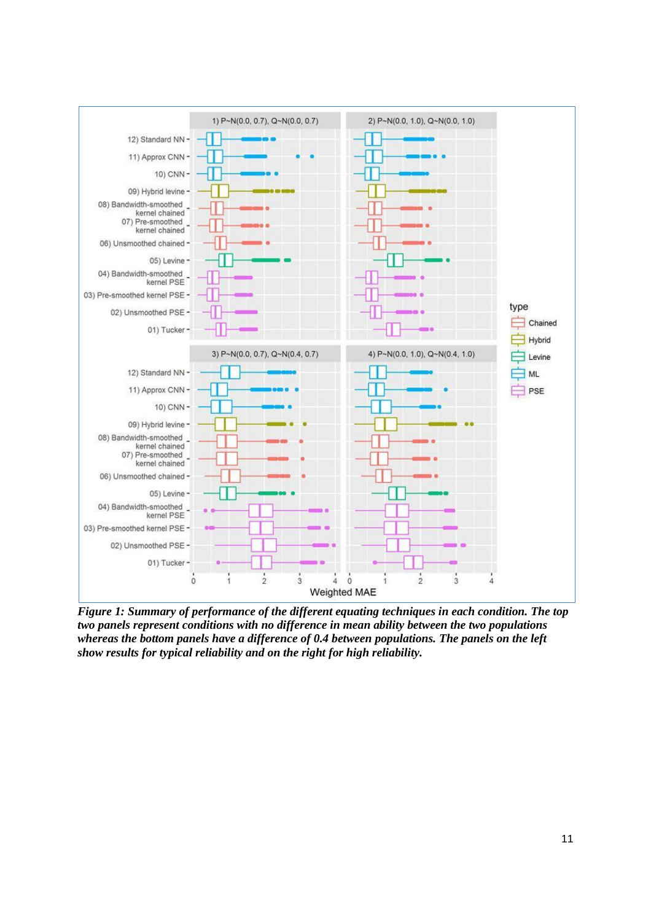*Figure 1: Summary of performance of the different equating techniques in each condition. The top two panels represent conditions with no difference in mean ability between the two populations whereas the bottom panels have a difference of 0.4 between populations. The panels on the left show results for typical reliability and on the right for high reliability.*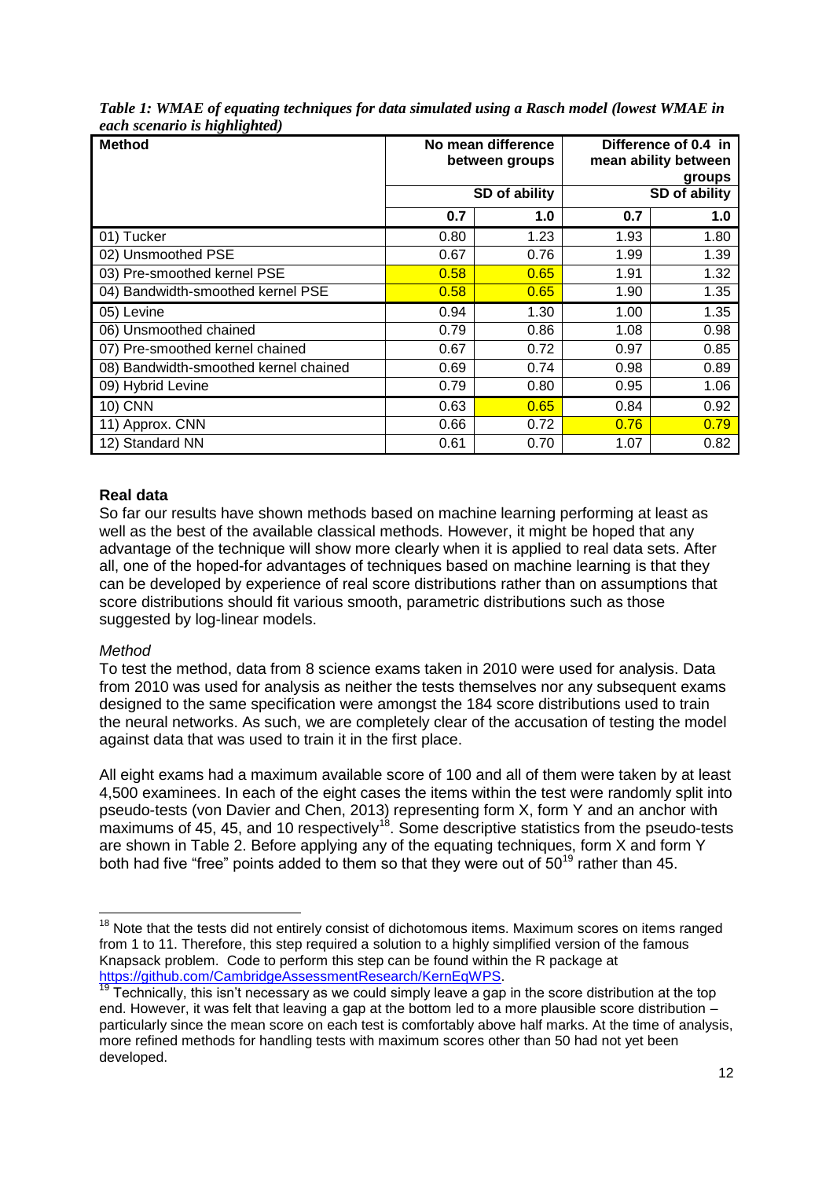*Table 1: WMAE of equating techniques for data simulated using a Rasch model (lowest WMAE in each scenario is highlighted)*

| Method | No mean difference between groups | | Difference of 0.4 in mean ability between groups | |
|---|---|---|---|---|
| | SD of ability | | SD of ability | |
| | 0.7 | 1.0 | 0.7 | 1.0 |
| 01) Tucker | 0.80 | 1.23 | 1.93 | 1.80 |
| 02) Unsmoothed PSE | 0.67 | 0.76 | 1.99 | 1.39 |
| 03) Pre-smoothed kernel PSE | 0.58 | 0.65 | 1.91 | 1.32 |
| 04) Bandwidth-smoothed kernel PSE | 0.58 | 0.65 | 1.90 | 1.35 |
| 05) Levine | 0.94 | 1.30 | 1.00 | 1.35 |
| 06) Unsmoothed chained | 0.79 | 0.86 | 1.08 | 0.98 |
| 07) Pre-smoothed kernel chained | 0.67 | 0.72 | 0.97 | 0.85 |
| 08) Bandwidth-smoothed kernel chained | 0.69 | 0.74 | 0.98 | 0.89 |
| 09) Hybrid Levine | 0.79 | 0.80 | 0.95 | 1.06 |
| 10) CNN | 0.63 | 0.65 | 0.84 | 0.92 |
| 11) Approx. CNN | 0.66 | 0.72 | 0.76 | 0.79 |
| 12) Standard NN | 0.61 | 0.70 | 1.07 | 0.82 |

### Real data

So far our results have shown methods based on machine learning performing at least as well as the best of the available classical methods. However, it might be hoped that any advantage of the technique will show more clearly when it is applied to real data sets. After all, one of the hoped-for advantages of techniques based on machine learning is that they can be developed by experience of real score distributions rather than on assumptions that score distributions should fit various smooth, parametric distributions such as those suggested by log-linear models.

#### *Method*

To test the method, data from 8 science exams taken in 2010 were used for analysis. Data from 2010 was used for analysis as neither the tests themselves nor any subsequent exams designed to the same specification were amongst the 184 score distributions used to train the neural networks. As such, we are completely clear of the accusation of testing the model against data that was used to train it in the first place.

All eight exams had a maximum available score of 100 and all of them were taken by at least 4,500 examinees. In each of the eight cases the items within the test were randomly split into pseudo-tests (von Davier and Chen, 2013) representing form X, form Y and an anchor with maximums of 45, 45, and 10 respectively[18]. Some descriptive statistics from the pseudo-tests are shown in Table 2. Before applying any of the equating techniques, form X and form Y both had five "free" points added to them so that they were out of 50[19] rather than 45.

---

[18] Note that the tests did not entirely consist of dichotomous items. Maximum scores on items ranged from 1 to 11. Therefore, this step required a solution to a highly simplified version of the famous Knapsack problem. Code to perform this step can be found within the R package at https://github.com/CambridgeAssessmentResearch/KernEqWPS.

[19] Technically, this isn't necessary as we could simply leave a gap in the score distribution at the top end. However, it was felt that leaving a gap at the bottom led to a more plausible score distribution – particularly since the mean score on each test is comfortably above half marks. At the time of analysis, more refined methods for handling tests with maximum scores other than 50 had not yet been developed.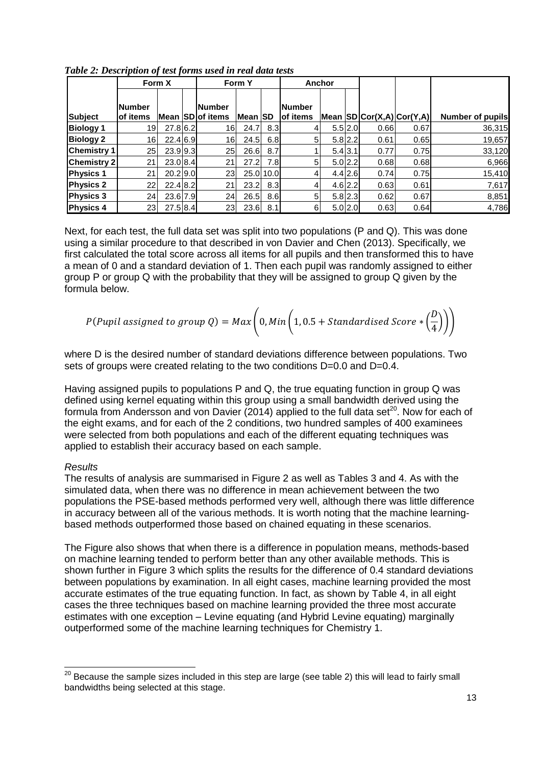*Table 2: Description of test forms used in real data tests*

| | Form X | | | Form Y | | | Anchor | | | | | |
|---|---|---|---|---|---|---|---|---|---|---|---|---|
| **Subject** | **Number of items** | **Mean** | **SD** | **Number of items** | **Mean** | **SD** | **Number of items** | **Mean** | **SD** | **Cor(X,A)** | **Cor(Y,A)** | **Number of pupils** |
| **Biology 1** | 19 | 27.8 | 6.2 | 16 | 24.7 | 8.3 | 4 | 5.5 | 2.0 | 0.66 | 0.67 | 36,315 |
| **Biology 2** | 16 | 22.4 | 6.9 | 16 | 24.5 | 6.8 | 5 | 5.8 | 2.2 | 0.61 | 0.65 | 19,657 |
| **Chemistry 1** | 25 | 23.9 | 9.3 | 25 | 26.6 | 8.7 | 1 | 5.4 | 3.1 | 0.77 | 0.75 | 33,120 |
| **Chemistry 2** | 21 | 23.0 | 8.4 | 21 | 27.2 | 7.8 | 5 | 5.0 | 2.2 | 0.68 | 0.68 | 6,966 |
| **Physics 1** | 21 | 20.2 | 9.0 | 23 | 25.0 | 10.0 | 4 | 4.4 | 2.6 | 0.74 | 0.75 | 15,410 |
| **Physics 2** | 22 | 22.4 | 8.2 | 21 | 23.2 | 8.3 | 4 | 4.6 | 2.2 | 0.63 | 0.61 | 7,617 |
| **Physics 3** | 24 | 23.6 | 7.9 | 24 | 26.5 | 8.6 | 5 | 5.8 | 2.3 | 0.62 | 0.67 | 8,851 |
| **Physics 4** | 23 | 27.5 | 8.4 | 23 | 23.6 | 8.1 | 6 | 5.0 | 2.0 | 0.63 | 0.64 | 4,786 |

Next, for each test, the full data set was split into two populations (P and Q). This was done using a similar procedure to that described in von Davier and Chen (2013). Specifically, we first calculated the total score across all items for all pupils and then transformed this to have a mean of 0 and a standard deviation of 1. Then each pupil was randomly assigned to either group P or group Q with the probability that they will be assigned to group Q given by the formula below.

$$P(Pupil\ assigned\ to\ group\ Q) = Max\left(0, Min\left(1, 0.5 + Standardised\ Score * \left(\frac{D}{4}\right)\right)\right)$$

where D is the desired number of standard deviations difference between populations. Two sets of groups were created relating to the two conditions D=0.0 and D=0.4.

Having assigned pupils to populations P and Q, the true equating function in group Q was defined using kernel equating within this group using a small bandwidth derived using the formula from Andersson and von Davier (2014) applied to the full data set[20]. Now for each of the eight exams, and for each of the 2 conditions, two hundred samples of 400 examinees were selected from both populations and each of the different equating techniques was applied to establish their accuracy based on each sample.

*Results*

The results of analysis are summarised in Figure 2 as well as Tables 3 and 4. As with the simulated data, when there was no difference in mean achievement between the two populations the PSE-based methods performed very well, although there was little difference in accuracy between all of the various methods. It is worth noting that the machine learning-based methods outperformed those based on chained equating in these scenarios.

The Figure also shows that when there is a difference in population means, methods-based on machine learning tended to perform better than any other available methods. This is shown further in Figure 3 which splits the results for the difference of 0.4 standard deviations between populations by examination. In all eight cases, machine learning provided the most accurate estimates of the true equating function. In fact, as shown by Table 4, in all eight cases the three techniques based on machine learning provided the three most accurate estimates with one exception – Levine equating (and Hybrid Levine equating) marginally outperformed some of the machine learning techniques for Chemistry 1.

[20] Because the sample sizes included in this step are large (see table 2) this will lead to fairly small bandwidths being selected at this stage.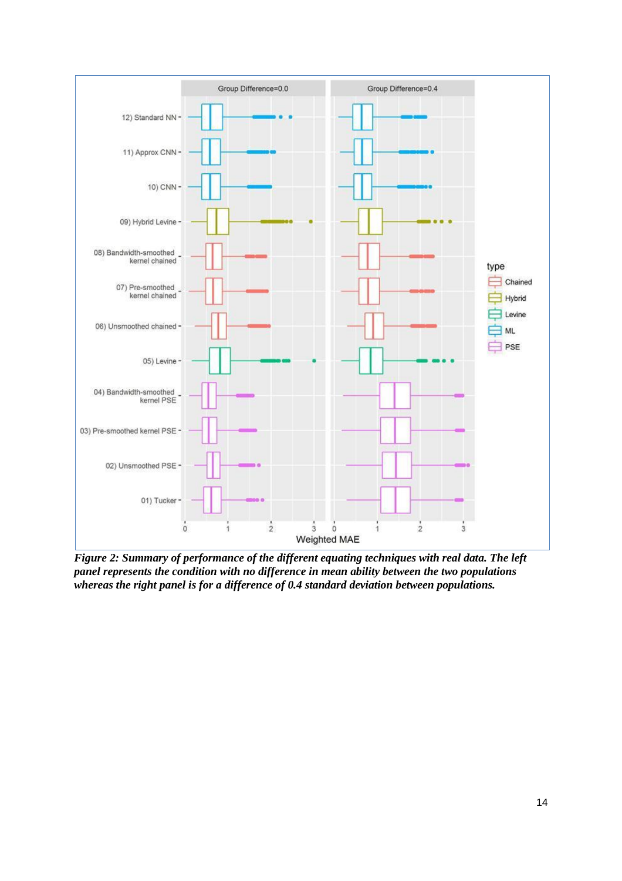*Figure 2: Summary of performance of the different equating techniques with real data. The left panel represents the condition with no difference in mean ability between the two populations whereas the right panel is for a difference of 0.4 standard deviation between populations.*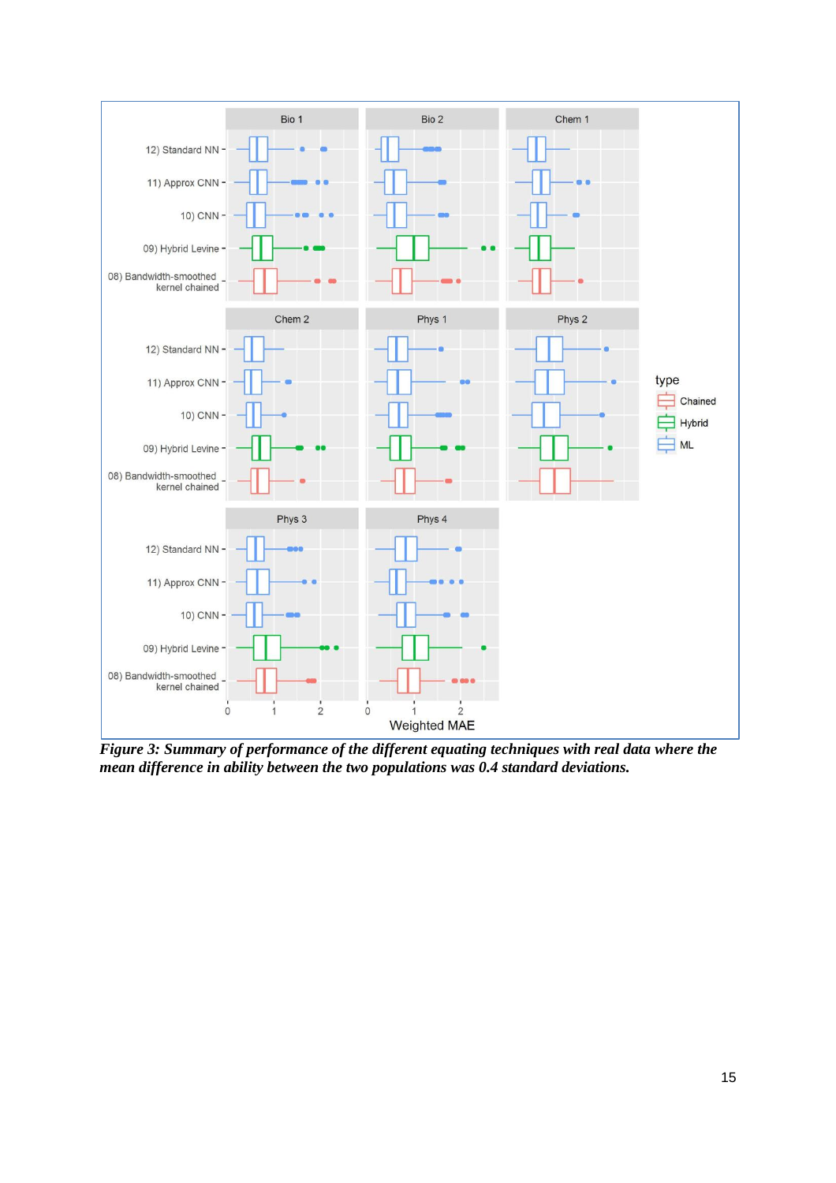*Figure 3: Summary of performance of the different equating techniques with real data where the mean difference in ability between the two populations was 0.4 standard deviations.*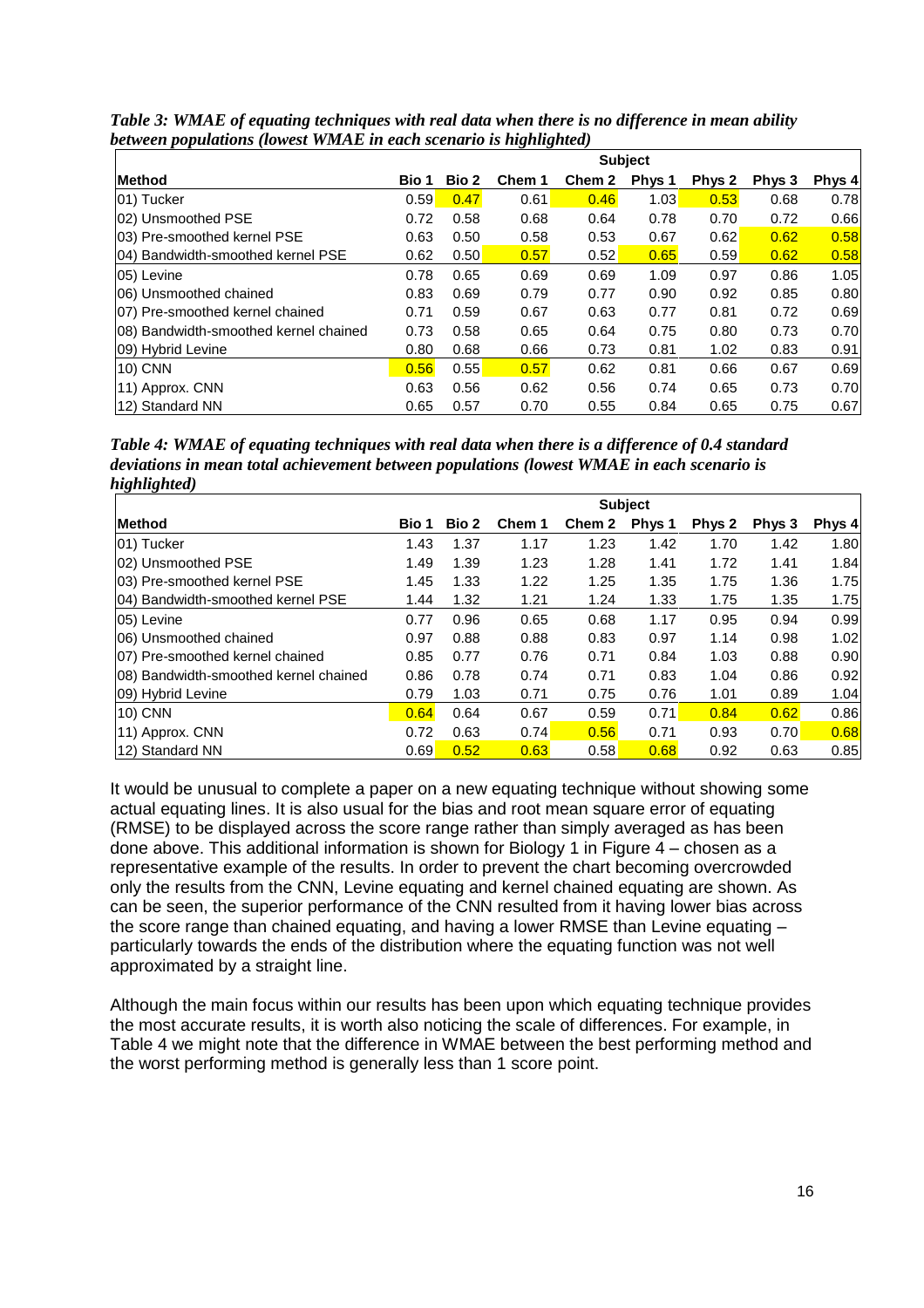*Table 3: WMAE of equating techniques with real data when there is no difference in mean ability between populations (lowest WMAE in each scenario is highlighted)*

| Method | Subject | | | | | | | |
|---|---|---|---|---|---|---|---|---|
| | Bio 1 | Bio 2 | Chem 1 | Chem 2 | Phys 1 | Phys 2 | Phys 3 | Phys 4 |
| 01) Tucker | 0.59 | **0.47** | 0.61 | **0.46** | 1.03 | **0.53** | 0.68 | 0.78 |
| 02) Unsmoothed PSE | 0.72 | 0.58 | 0.68 | 0.64 | 0.78 | 0.70 | 0.72 | 0.66 |
| 03) Pre-smoothed kernel PSE | 0.63 | 0.50 | 0.58 | 0.53 | 0.67 | 0.62 | **0.62** | **0.58** |
| 04) Bandwidth-smoothed kernel PSE | 0.62 | 0.50 | **0.57** | 0.52 | **0.65** | 0.59 | **0.62** | **0.58** |
| 05) Levine | 0.78 | 0.65 | 0.69 | 0.69 | 1.09 | 0.97 | 0.86 | 1.05 |
| 06) Unsmoothed chained | 0.83 | 0.69 | 0.79 | 0.77 | 0.90 | 0.92 | 0.85 | 0.80 |
| 07) Pre-smoothed kernel chained | 0.71 | 0.59 | 0.67 | 0.63 | 0.77 | 0.81 | 0.72 | 0.69 |
| 08) Bandwidth-smoothed kernel chained | 0.73 | 0.58 | 0.65 | 0.64 | 0.75 | 0.80 | 0.73 | 0.70 |
| 09) Hybrid Levine | 0.80 | 0.68 | 0.66 | 0.73 | 0.81 | 1.02 | 0.83 | 0.91 |
| 10) CNN | **0.56** | 0.55 | **0.57** | 0.62 | 0.81 | 0.66 | 0.67 | 0.69 |
| 11) Approx. CNN | 0.63 | 0.56 | 0.62 | 0.56 | 0.74 | 0.65 | 0.73 | 0.70 |
| 12) Standard NN | 0.65 | 0.57 | 0.70 | 0.55 | 0.84 | 0.65 | 0.75 | 0.67 |

*Table 4: WMAE of equating techniques with real data when there is a difference of 0.4 standard deviations in mean total achievement between populations (lowest WMAE in each scenario is highlighted)*

| Method | Subject | | | | | | | |
|---|---|---|---|---|---|---|---|---|
| | Bio 1 | Bio 2 | Chem 1 | Chem 2 | Phys 1 | Phys 2 | Phys 3 | Phys 4 |
| 01) Tucker | 1.43 | 1.37 | 1.17 | 1.23 | 1.42 | 1.70 | 1.42 | 1.80 |
| 02) Unsmoothed PSE | 1.49 | 1.39 | 1.23 | 1.28 | 1.41 | 1.72 | 1.41 | 1.84 |
| 03) Pre-smoothed kernel PSE | 1.45 | 1.33 | 1.22 | 1.25 | 1.35 | 1.75 | 1.36 | 1.75 |
| 04) Bandwidth-smoothed kernel PSE | 1.44 | 1.32 | 1.21 | 1.24 | 1.33 | 1.75 | 1.35 | 1.75 |
| 05) Levine | 0.77 | 0.96 | 0.65 | 0.68 | 1.17 | 0.95 | 0.94 | 0.99 |
| 06) Unsmoothed chained | 0.97 | 0.88 | 0.88 | 0.83 | 0.97 | 1.14 | 0.98 | 1.02 |
| 07) Pre-smoothed kernel chained | 0.85 | 0.77 | 0.76 | 0.71 | 0.84 | 1.03 | 0.88 | 0.90 |
| 08) Bandwidth-smoothed kernel chained | 0.86 | 0.78 | 0.74 | 0.71 | 0.83 | 1.04 | 0.86 | 0.92 |
| 09) Hybrid Levine | 0.79 | 1.03 | 0.71 | 0.75 | 0.76 | 1.01 | 0.89 | 1.04 |
| 10) CNN | **0.64** | 0.64 | 0.67 | 0.59 | 0.71 | **0.84** | **0.62** | 0.86 |
| 11) Approx. CNN | 0.72 | 0.63 | 0.74 | **0.56** | 0.71 | 0.93 | 0.70 | **0.68** |
| 12) Standard NN | 0.69 | **0.52** | **0.63** | 0.58 | **0.68** | 0.92 | 0.63 | 0.85 |

It would be unusual to complete a paper on a new equating technique without showing some actual equating lines. It is also usual for the bias and root mean square error of equating (RMSE) to be displayed across the score range rather than simply averaged as has been done above. This additional information is shown for Biology 1 in Figure 4 – chosen as a representative example of the results. In order to prevent the chart becoming overcrowded only the results from the CNN, Levine equating and kernel chained equating are shown. As can be seen, the superior performance of the CNN resulted from it having lower bias across the score range than chained equating, and having a lower RMSE than Levine equating – particularly towards the ends of the distribution where the equating function was not well approximated by a straight line.

Although the main focus within our results has been upon which equating technique provides the most accurate results, it is worth also noticing the scale of differences. For example, in Table 4 we might note that the difference in WMAE between the best performing method and the worst performing method is generally less than 1 score point.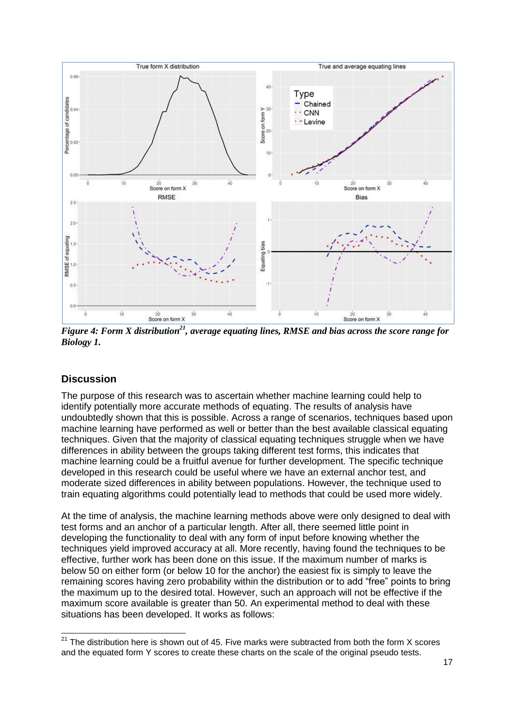*Figure 4: Form X distribution[21], average equating lines, RMSE and bias across the score range for Biology 1.*

## Discussion

The purpose of this research was to ascertain whether machine learning could help to identify potentially more accurate methods of equating. The results of analysis have undoubtedly shown that this is possible. Across a range of scenarios, techniques based upon machine learning have performed as well or better than the best available classical equating techniques. Given that the majority of classical equating techniques struggle when we have differences in ability between the groups taking different test forms, this indicates that machine learning could be a fruitful avenue for further development. The specific technique developed in this research could be useful where we have an external anchor test, and moderate sized differences in ability between populations. However, the technique used to train equating algorithms could potentially lead to methods that could be used more widely.

At the time of analysis, the machine learning methods above were only designed to deal with test forms and an anchor of a particular length. After all, there seemed little point in developing the functionality to deal with any form of input before knowing whether the techniques yield improved accuracy at all. More recently, having found the techniques to be effective, further work has been done on this issue. If the maximum number of marks is below 50 on either form (or below 10 for the anchor) the easiest fix is simply to leave the remaining scores having zero probability within the distribution or to add "free" points to bring the maximum up to the desired total. However, such an approach will not be effective if the maximum score available is greater than 50. An experimental method to deal with these situations has been developed. It works as follows:

[21] The distribution here is shown out of 45. Five marks were subtracted from both the form X scores and the equated form Y scores to create these charts on the scale of the original pseudo tests.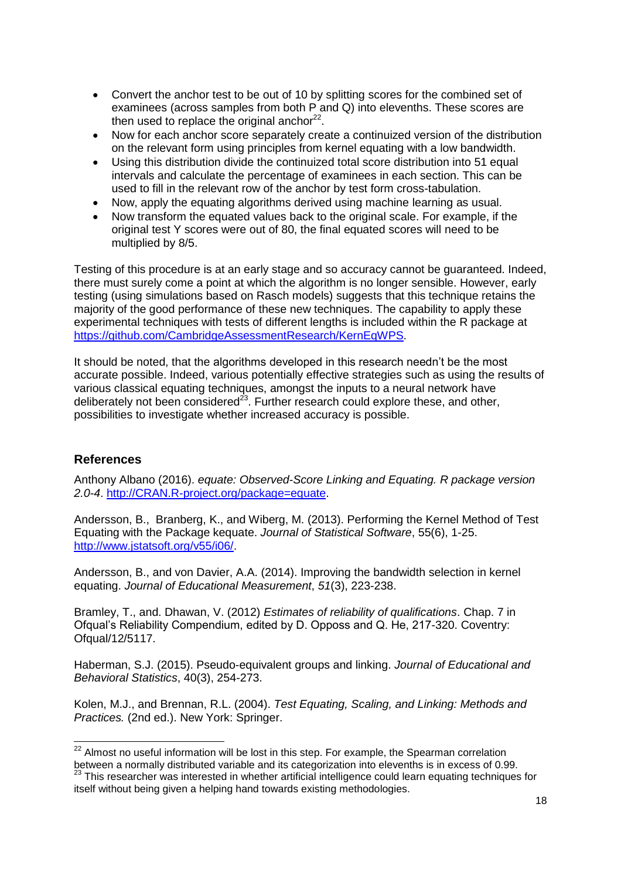- Convert the anchor test to be out of 10 by splitting scores for the combined set of examinees (across samples from both P and Q) into elevenths. These scores are then used to replace the original anchor[22].
- Now for each anchor score separately create a continuized version of the distribution on the relevant form using principles from kernel equating with a low bandwidth.
- Using this distribution divide the continuized total score distribution into 51 equal intervals and calculate the percentage of examinees in each section. This can be used to fill in the relevant row of the anchor by test form cross-tabulation.
- Now, apply the equating algorithms derived using machine learning as usual.
- Now transform the equated values back to the original scale. For example, if the original test Y scores were out of 80, the final equated scores will need to be multiplied by 8/5.

Testing of this procedure is at an early stage and so accuracy cannot be guaranteed. Indeed, there must surely come a point at which the algorithm is no longer sensible. However, early testing (using simulations based on Rasch models) suggests that this technique retains the majority of the good performance of these new techniques. The capability to apply these experimental techniques with tests of different lengths is included within the R package at https://github.com/CambridgeAssessmentResearch/KernEqWPS.

It should be noted, that the algorithms developed in this research needn't be the most accurate possible. Indeed, various potentially effective strategies such as using the results of various classical equating techniques, amongst the inputs to a neural network have deliberately not been considered[23]. Further research could explore these, and other, possibilities to investigate whether increased accuracy is possible.

## References

Anthony Albano (2016). *equate: Observed-Score Linking and Equating. R package version 2.0-4*. http://CRAN.R-project.org/package=equate.

Andersson, B., Branberg, K., and Wiberg, M. (2013). Performing the Kernel Method of Test Equating with the Package kequate. *Journal of Statistical Software*, 55(6), 1-25. http://www.jstatsoft.org/v55/i06/.

Andersson, B., and von Davier, A.A. (2014). Improving the bandwidth selection in kernel equating. *Journal of Educational Measurement*, *51*(3), 223-238.

Bramley, T., and. Dhawan, V. (2012) *Estimates of reliability of qualifications*. Chap. 7 in Ofqual's Reliability Compendium, edited by D. Opposs and Q. He, 217-320. Coventry: Ofqual/12/5117.

Haberman, S.J. (2015). Pseudo-equivalent groups and linking. *Journal of Educational and Behavioral Statistics*, 40(3), 254-273.

Kolen, M.J., and Brennan, R.L. (2004). *Test Equating, Scaling, and Linking: Methods and Practices.* (2nd ed.). New York: Springer.

[22] Almost no useful information will be lost in this step. For example, the Spearman correlation between a normally distributed variable and its categorization into elevenths is in excess of 0.99.

[23] This researcher was interested in whether artificial intelligence could learn equating techniques for itself without being given a helping hand towards existing methodologies.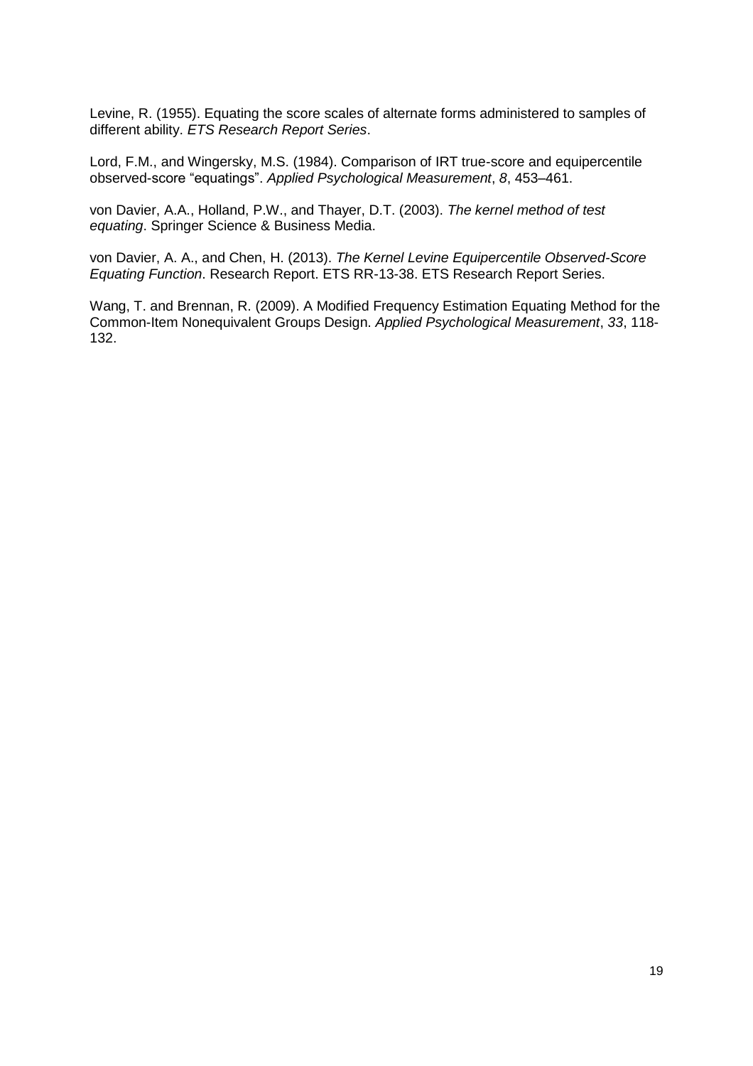Levine, R. (1955). Equating the score scales of alternate forms administered to samples of different ability. *ETS Research Report Series*.

Lord, F.M., and Wingersky, M.S. (1984). Comparison of IRT true-score and equipercentile observed-score “equatings”. *Applied Psychological Measurement*, *8*, 453–461.

von Davier, A.A., Holland, P.W., and Thayer, D.T. (2003). *The kernel method of test equating*. Springer Science & Business Media.

von Davier, A. A., and Chen, H. (2013). *The Kernel Levine Equipercentile Observed-Score Equating Function*. Research Report. ETS RR-13-38. ETS Research Report Series.

Wang, T. and Brennan, R. (2009). A Modified Frequency Estimation Equating Method for the Common-Item Nonequivalent Groups Design. *Applied Psychological Measurement*, *33*, 118-132.